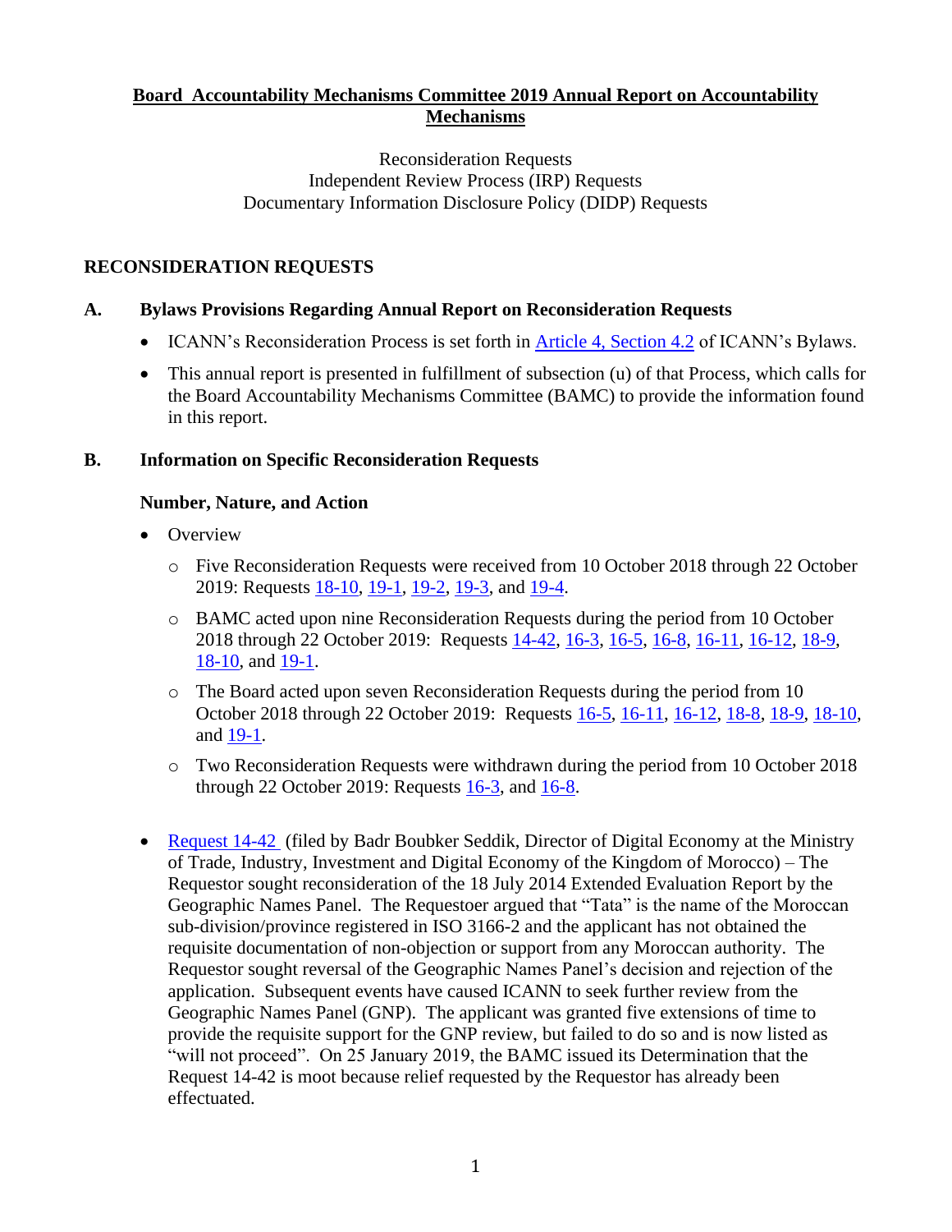# Board Accountability Mechanisms Committee 2019 Annual Report on Accountability Mechanisms

Reconsideration Requests
Independent Review Process (IRP) Requests
Documentary Information Disclosure Policy (DIDP) Requests

## RECONSIDERATION REQUESTS

### A. Bylaws Provisions Regarding Annual Report on Reconsideration Requests

- ICANN's Reconsideration Process is set forth in Article 4, Section 4.2 of ICANN's Bylaws.
- This annual report is presented in fulfillment of subsection (u) of that Process, which calls for the Board Accountability Mechanisms Committee (BAMC) to provide the information found in this report.

### B. Information on Specific Reconsideration Requests

#### Number, Nature, and Action

- Overview
  - Five Reconsideration Requests were received from 10 October 2018 through 22 October 2019: Requests 18-10, 19-1, 19-2, 19-3, and 19-4.
  - BAMC acted upon nine Reconsideration Requests during the period from 10 October 2018 through 22 October 2019: Requests 14-42, 16-3, 16-5, 16-8, 16-11, 16-12, 18-9, 18-10, and 19-1.
  - The Board acted upon seven Reconsideration Requests during the period from 10 October 2018 through 22 October 2019: Requests 16-5, 16-11, 16-12, 18-8, 18-9, 18-10, and 19-1.
  - Two Reconsideration Requests were withdrawn during the period from 10 October 2018 through 22 October 2019: Requests 16-3, and 16-8.

- Request 14-42 (filed by Badr Boubker Seddik, Director of Digital Economy at the Ministry of Trade, Industry, Investment and Digital Economy of the Kingdom of Morocco) – The Requestor sought reconsideration of the 18 July 2014 Extended Evaluation Report by the Geographic Names Panel. The Requestoer argued that "Tata" is the name of the Moroccan sub-division/province registered in ISO 3166-2 and the applicant has not obtained the requisite documentation of non-objection or support from any Moroccan authority. The Requestor sought reversal of the Geographic Names Panel's decision and rejection of the application. Subsequent events have caused ICANN to seek further review from the Geographic Names Panel (GNP). The applicant was granted five extensions of time to provide the requisite support for the GNP review, but failed to do so and is now listed as "will not proceed". On 25 January 2019, the BAMC issued its Determination that the Request 14-42 is moot because relief requested by the Requestor has already been effectuated.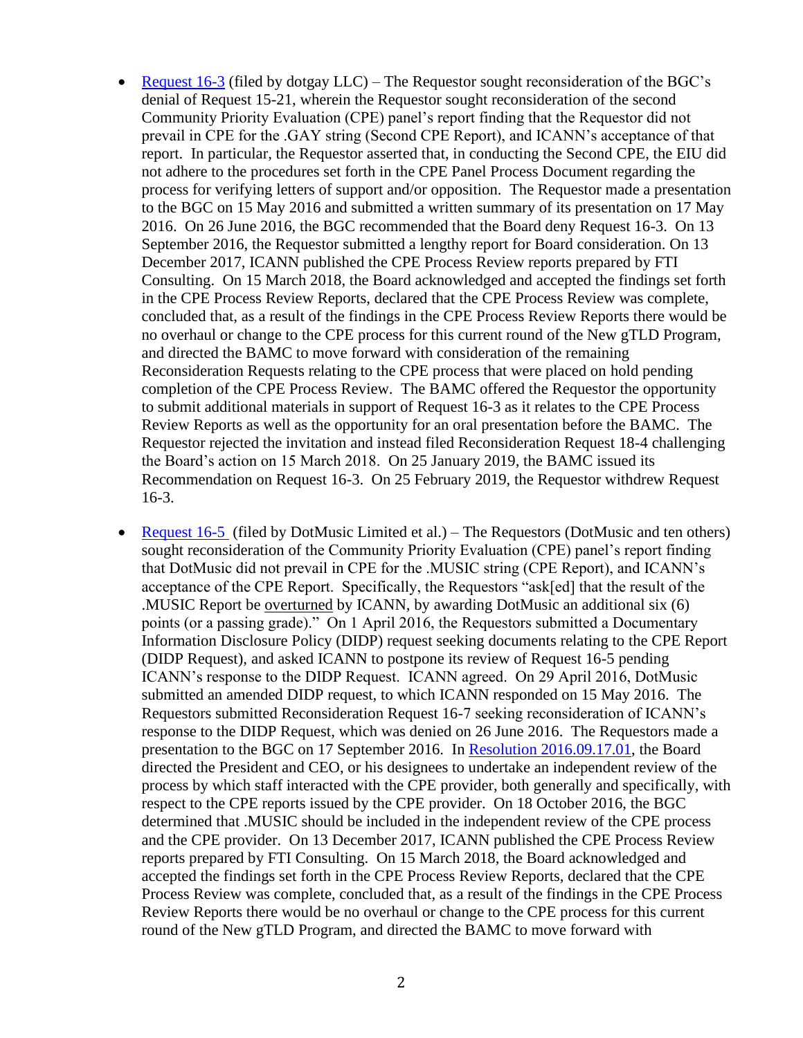- [Request 16-3](#) (filed by dotgay LLC) – The Requestor sought reconsideration of the BGC's denial of Request 15-21, wherein the Requestor sought reconsideration of the second Community Priority Evaluation (CPE) panel's report finding that the Requestor did not prevail in CPE for the .GAY string (Second CPE Report), and ICANN's acceptance of that report. In particular, the Requestor asserted that, in conducting the Second CPE, the EIU did not adhere to the procedures set forth in the CPE Panel Process Document regarding the process for verifying letters of support and/or opposition. The Requestor made a presentation to the BGC on 15 May 2016 and submitted a written summary of its presentation on 17 May 2016. On 26 June 2016, the BGC recommended that the Board deny Request 16-3. On 13 September 2016, the Requestor submitted a lengthy report for Board consideration. On 13 December 2017, ICANN published the CPE Process Review reports prepared by FTI Consulting. On 15 March 2018, the Board acknowledged and accepted the findings set forth in the CPE Process Review Reports, declared that the CPE Process Review was complete, concluded that, as a result of the findings in the CPE Process Review Reports there would be no overhaul or change to the CPE process for this current round of the New gTLD Program, and directed the BAMC to move forward with consideration of the remaining Reconsideration Requests relating to the CPE process that were placed on hold pending completion of the CPE Process Review. The BAMC offered the Requestor the opportunity to submit additional materials in support of Request 16-3 as it relates to the CPE Process Review Reports as well as the opportunity for an oral presentation before the BAMC. The Requestor rejected the invitation and instead filed Reconsideration Request 18-4 challenging the Board's action on 15 March 2018. On 25 January 2019, the BAMC issued its Recommendation on Request 16-3. On 25 February 2019, the Requestor withdrew Request 16-3.

- [Request 16-5](#) (filed by DotMusic Limited et al.) – The Requestors (DotMusic and ten others) sought reconsideration of the Community Priority Evaluation (CPE) panel's report finding that DotMusic did not prevail in CPE for the .MUSIC string (CPE Report), and ICANN's acceptance of the CPE Report. Specifically, the Requestors "ask[ed] that the result of the .MUSIC Report be overturned by ICANN, by awarding DotMusic an additional six (6) points (or a passing grade)." On 1 April 2016, the Requestors submitted a Documentary Information Disclosure Policy (DIDP) request seeking documents relating to the CPE Report (DIDP Request), and asked ICANN to postpone its review of Request 16-5 pending ICANN's response to the DIDP Request. ICANN agreed. On 29 April 2016, DotMusic submitted an amended DIDP request, to which ICANN responded on 15 May 2016. The Requestors submitted Reconsideration Request 16-7 seeking reconsideration of ICANN's response to the DIDP Request, which was denied on 26 June 2016. The Requestors made a presentation to the BGC on 17 September 2016. In [Resolution 2016.09.17.01](#), the Board directed the President and CEO, or his designees to undertake an independent review of the process by which staff interacted with the CPE provider, both generally and specifically, with respect to the CPE reports issued by the CPE provider. On 18 October 2016, the BGC determined that .MUSIC should be included in the independent review of the CPE process and the CPE provider. On 13 December 2017, ICANN published the CPE Process Review reports prepared by FTI Consulting. On 15 March 2018, the Board acknowledged and accepted the findings set forth in the CPE Process Review Reports, declared that the CPE Process Review was complete, concluded that, as a result of the findings in the CPE Process Review Reports there would be no overhaul or change to the CPE process for this current round of the New gTLD Program, and directed the BAMC to move forward with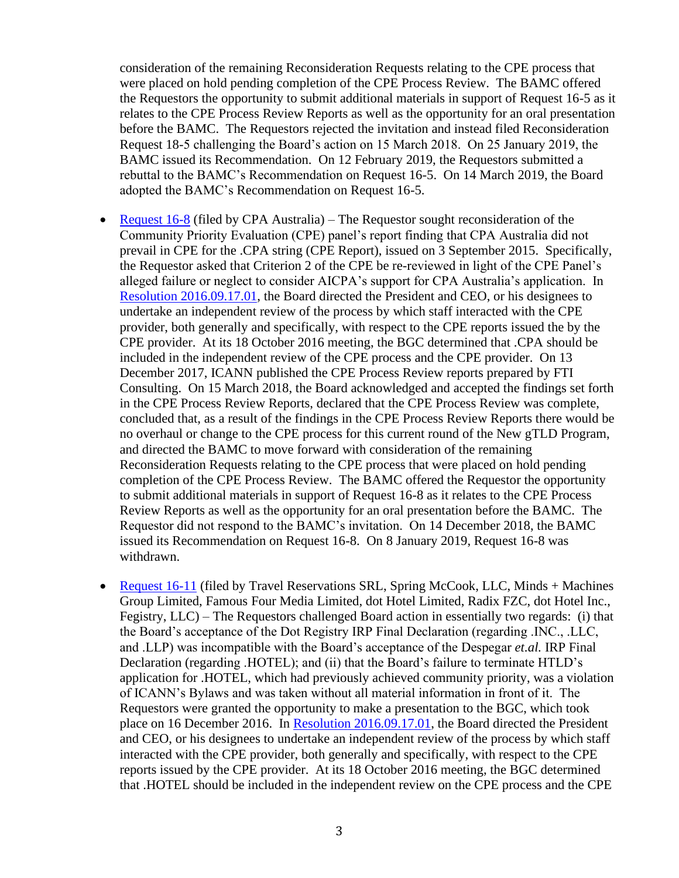consideration of the remaining Reconsideration Requests relating to the CPE process that were placed on hold pending completion of the CPE Process Review. The BAMC offered the Requestors the opportunity to submit additional materials in support of Request 16-5 as it relates to the CPE Process Review Reports as well as the opportunity for an oral presentation before the BAMC. The Requestors rejected the invitation and instead filed Reconsideration Request 18-5 challenging the Board's action on 15 March 2018. On 25 January 2019, the BAMC issued its Recommendation. On 12 February 2019, the Requestors submitted a rebuttal to the BAMC's Recommendation on Request 16-5. On 14 March 2019, the Board adopted the BAMC's Recommendation on Request 16-5.

- Request 16-8 (filed by CPA Australia) – The Requestor sought reconsideration of the Community Priority Evaluation (CPE) panel's report finding that CPA Australia did not prevail in CPE for the .CPA string (CPE Report), issued on 3 September 2015. Specifically, the Requestor asked that Criterion 2 of the CPE be re-reviewed in light of the CPE Panel's alleged failure or neglect to consider AICPA's support for CPA Australia's application. In Resolution 2016.09.17.01, the Board directed the President and CEO, or his designees to undertake an independent review of the process by which staff interacted with the CPE provider, both generally and specifically, with respect to the CPE reports issued the by the CPE provider. At its 18 October 2016 meeting, the BGC determined that .CPA should be included in the independent review of the CPE process and the CPE provider. On 13 December 2017, ICANN published the CPE Process Review reports prepared by FTI Consulting. On 15 March 2018, the Board acknowledged and accepted the findings set forth in the CPE Process Review Reports, declared that the CPE Process Review was complete, concluded that, as a result of the findings in the CPE Process Review Reports there would be no overhaul or change to the CPE process for this current round of the New gTLD Program, and directed the BAMC to move forward with consideration of the remaining Reconsideration Requests relating to the CPE process that were placed on hold pending completion of the CPE Process Review. The BAMC offered the Requestor the opportunity to submit additional materials in support of Request 16-8 as it relates to the CPE Process Review Reports as well as the opportunity for an oral presentation before the BAMC. The Requestor did not respond to the BAMC's invitation. On 14 December 2018, the BAMC issued its Recommendation on Request 16-8. On 8 January 2019, Request 16-8 was withdrawn.

- Request 16-11 (filed by Travel Reservations SRL, Spring McCook, LLC, Minds + Machines Group Limited, Famous Four Media Limited, dot Hotel Limited, Radix FZC, dot Hotel Inc., Fegistry, LLC) – The Requestors challenged Board action in essentially two regards: (i) that the Board's acceptance of the Dot Registry IRP Final Declaration (regarding .INC., .LLC, and .LLP) was incompatible with the Board's acceptance of the Despegar *et.al.* IRP Final Declaration (regarding .HOTEL); and (ii) that the Board's failure to terminate HTLD's application for .HOTEL, which had previously achieved community priority, was a violation of ICANN's Bylaws and was taken without all material information in front of it. The Requestors were granted the opportunity to make a presentation to the BGC, which took place on 16 December 2016. In Resolution 2016.09.17.01, the Board directed the President and CEO, or his designees to undertake an independent review of the process by which staff interacted with the CPE provider, both generally and specifically, with respect to the CPE reports issued by the CPE provider. At its 18 October 2016 meeting, the BGC determined that .HOTEL should be included in the independent review on the CPE process and the CPE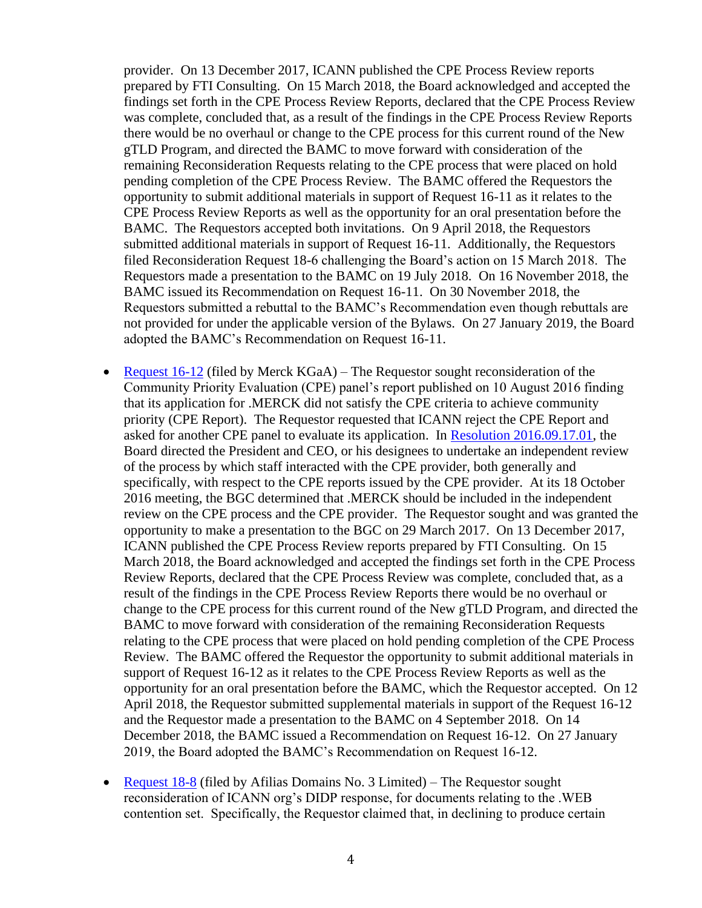provider. On 13 December 2017, ICANN published the CPE Process Review reports prepared by FTI Consulting. On 15 March 2018, the Board acknowledged and accepted the findings set forth in the CPE Process Review Reports, declared that the CPE Process Review was complete, concluded that, as a result of the findings in the CPE Process Review Reports there would be no overhaul or change to the CPE process for this current round of the New gTLD Program, and directed the BAMC to move forward with consideration of the remaining Reconsideration Requests relating to the CPE process that were placed on hold pending completion of the CPE Process Review. The BAMC offered the Requestors the opportunity to submit additional materials in support of Request 16-11 as it relates to the CPE Process Review Reports as well as the opportunity for an oral presentation before the BAMC. The Requestors accepted both invitations. On 9 April 2018, the Requestors submitted additional materials in support of Request 16-11. Additionally, the Requestors filed Reconsideration Request 18-6 challenging the Board's action on 15 March 2018. The Requestors made a presentation to the BAMC on 19 July 2018. On 16 November 2018, the BAMC issued its Recommendation on Request 16-11. On 30 November 2018, the Requestors submitted a rebuttal to the BAMC's Recommendation even though rebuttals are not provided for under the applicable version of the Bylaws. On 27 January 2019, the Board adopted the BAMC's Recommendation on Request 16-11.

- Request 16-12 (filed by Merck KGaA) – The Requestor sought reconsideration of the Community Priority Evaluation (CPE) panel's report published on 10 August 2016 finding that its application for .MERCK did not satisfy the CPE criteria to achieve community priority (CPE Report). The Requestor requested that ICANN reject the CPE Report and asked for another CPE panel to evaluate its application. In Resolution 2016.09.17.01, the Board directed the President and CEO, or his designees to undertake an independent review of the process by which staff interacted with the CPE provider, both generally and specifically, with respect to the CPE reports issued by the CPE provider. At its 18 October 2016 meeting, the BGC determined that .MERCK should be included in the independent review on the CPE process and the CPE provider. The Requestor sought and was granted the opportunity to make a presentation to the BGC on 29 March 2017. On 13 December 2017, ICANN published the CPE Process Review reports prepared by FTI Consulting. On 15 March 2018, the Board acknowledged and accepted the findings set forth in the CPE Process Review Reports, declared that the CPE Process Review was complete, concluded that, as a result of the findings in the CPE Process Review Reports there would be no overhaul or change to the CPE process for this current round of the New gTLD Program, and directed the BAMC to move forward with consideration of the remaining Reconsideration Requests relating to the CPE process that were placed on hold pending completion of the CPE Process Review. The BAMC offered the Requestor the opportunity to submit additional materials in support of Request 16-12 as it relates to the CPE Process Review Reports as well as the opportunity for an oral presentation before the BAMC, which the Requestor accepted. On 12 April 2018, the Requestor submitted supplemental materials in support of the Request 16-12 and the Requestor made a presentation to the BAMC on 4 September 2018. On 14 December 2018, the BAMC issued a Recommendation on Request 16-12. On 27 January 2019, the Board adopted the BAMC's Recommendation on Request 16-12.

- Request 18-8 (filed by Afilias Domains No. 3 Limited) – The Requestor sought reconsideration of ICANN org's DIDP response, for documents relating to the .WEB contention set. Specifically, the Requestor claimed that, in declining to produce certain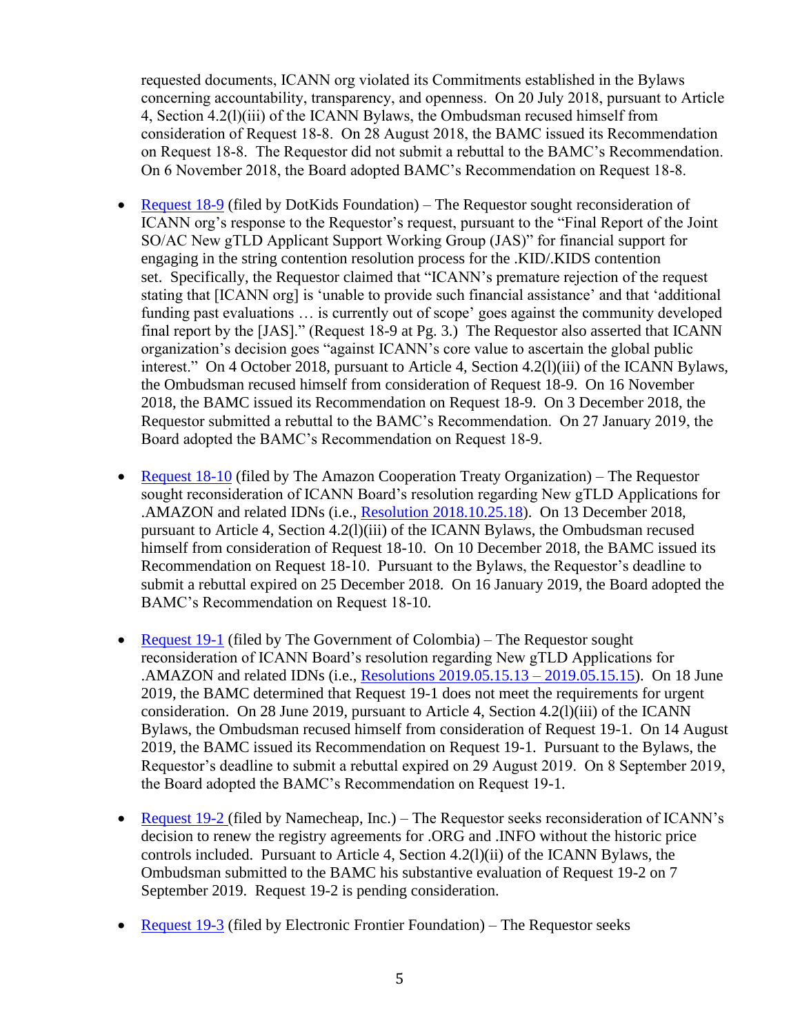requested documents, ICANN org violated its Commitments established in the Bylaws concerning accountability, transparency, and openness. On 20 July 2018, pursuant to Article 4, Section 4.2(l)(iii) of the ICANN Bylaws, the Ombudsman recused himself from consideration of Request 18-8. On 28 August 2018, the BAMC issued its Recommendation on Request 18-8. The Requestor did not submit a rebuttal to the BAMC's Recommendation. On 6 November 2018, the Board adopted BAMC's Recommendation on Request 18-8.

- Request 18-9 (filed by DotKids Foundation) – The Requestor sought reconsideration of ICANN org's response to the Requestor's request, pursuant to the "Final Report of the Joint SO/AC New gTLD Applicant Support Working Group (JAS)" for financial support for engaging in the string contention resolution process for the .KID/.KIDS contention set. Specifically, the Requestor claimed that "ICANN's premature rejection of the request stating that [ICANN org] is 'unable to provide such financial assistance' and that 'additional funding past evaluations … is currently out of scope' goes against the community developed final report by the [JAS]." (Request 18-9 at Pg. 3.) The Requestor also asserted that ICANN organization's decision goes "against ICANN's core value to ascertain the global public interest." On 4 October 2018, pursuant to Article 4, Section 4.2(l)(iii) of the ICANN Bylaws, the Ombudsman recused himself from consideration of Request 18-9. On 16 November 2018, the BAMC issued its Recommendation on Request 18-9. On 3 December 2018, the Requestor submitted a rebuttal to the BAMC's Recommendation. On 27 January 2019, the Board adopted the BAMC's Recommendation on Request 18-9.

- Request 18-10 (filed by The Amazon Cooperation Treaty Organization) – The Requestor sought reconsideration of ICANN Board's resolution regarding New gTLD Applications for .AMAZON and related IDNs (i.e., Resolution 2018.10.25.18). On 13 December 2018, pursuant to Article 4, Section 4.2(l)(iii) of the ICANN Bylaws, the Ombudsman recused himself from consideration of Request 18-10. On 10 December 2018, the BAMC issued its Recommendation on Request 18-10. Pursuant to the Bylaws, the Requestor's deadline to submit a rebuttal expired on 25 December 2018. On 16 January 2019, the Board adopted the BAMC's Recommendation on Request 18-10.

- Request 19-1 (filed by The Government of Colombia) – The Requestor sought reconsideration of ICANN Board's resolution regarding New gTLD Applications for .AMAZON and related IDNs (i.e., Resolutions 2019.05.15.13 – 2019.05.15.15). On 18 June 2019, the BAMC determined that Request 19-1 does not meet the requirements for urgent consideration. On 28 June 2019, pursuant to Article 4, Section 4.2(l)(iii) of the ICANN Bylaws, the Ombudsman recused himself from consideration of Request 19-1. On 14 August 2019, the BAMC issued its Recommendation on Request 19-1. Pursuant to the Bylaws, the Requestor's deadline to submit a rebuttal expired on 29 August 2019. On 8 September 2019, the Board adopted the BAMC's Recommendation on Request 19-1.

- Request 19-2 (filed by Namecheap, Inc.) – The Requestor seeks reconsideration of ICANN's decision to renew the registry agreements for .ORG and .INFO without the historic price controls included. Pursuant to Article 4, Section 4.2(l)(ii) of the ICANN Bylaws, the Ombudsman submitted to the BAMC his substantive evaluation of Request 19-2 on 7 September 2019. Request 19-2 is pending consideration.

- Request 19-3 (filed by Electronic Frontier Foundation) – The Requestor seeks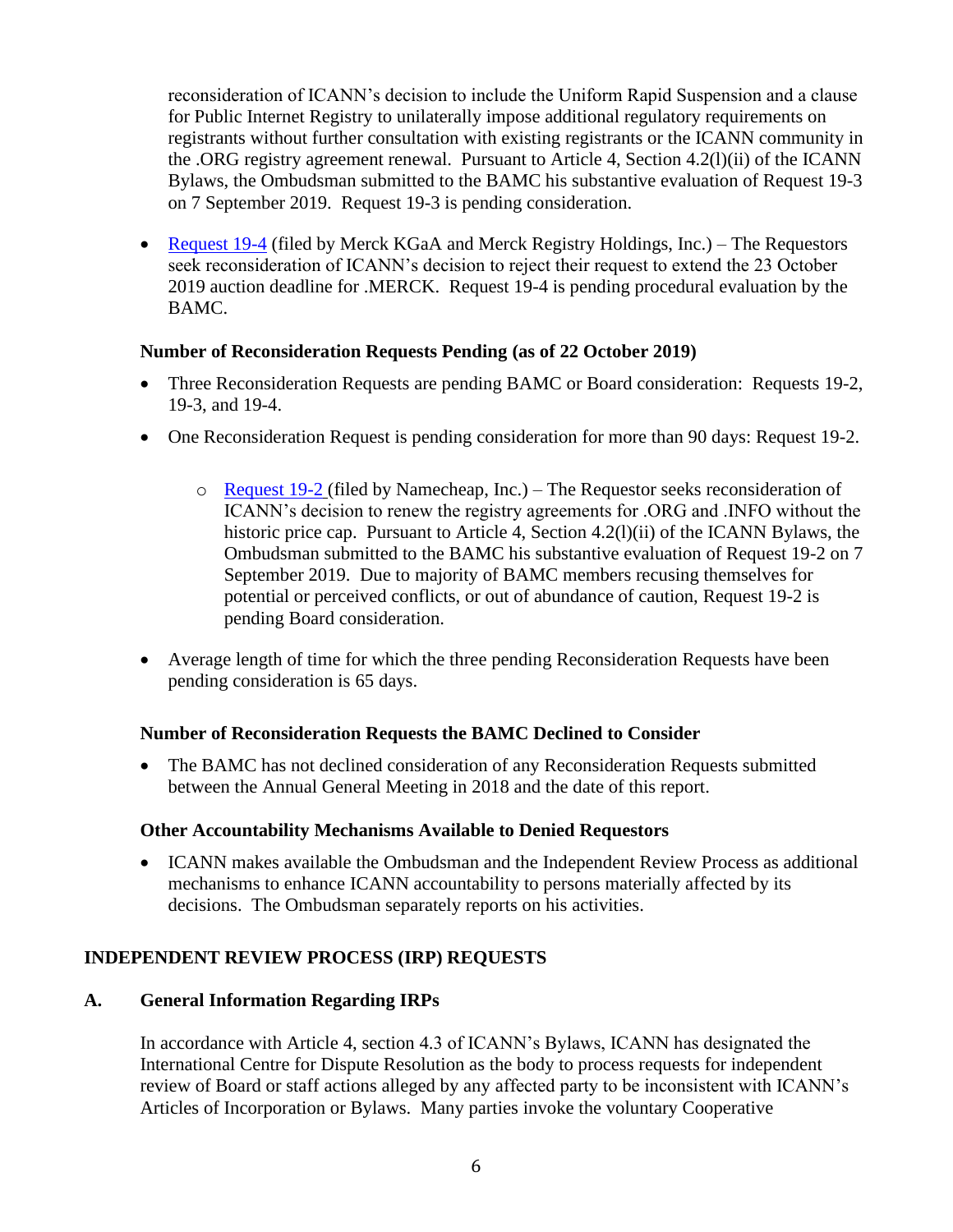reconsideration of ICANN's decision to include the Uniform Rapid Suspension and a clause for Public Internet Registry to unilaterally impose additional regulatory requirements on registrants without further consultation with existing registrants or the ICANN community in the .ORG registry agreement renewal. Pursuant to Article 4, Section 4.2(l)(ii) of the ICANN Bylaws, the Ombudsman submitted to the BAMC his substantive evaluation of Request 19-3 on 7 September 2019. Request 19-3 is pending consideration.

- Request 19-4 (filed by Merck KGaA and Merck Registry Holdings, Inc.) – The Requestors seek reconsideration of ICANN's decision to reject their request to extend the 23 October 2019 auction deadline for .MERCK. Request 19-4 is pending procedural evaluation by the BAMC.

**Number of Reconsideration Requests Pending (as of 22 October 2019)**

- Three Reconsideration Requests are pending BAMC or Board consideration: Requests 19-2, 19-3, and 19-4.
- One Reconsideration Request is pending consideration for more than 90 days: Request 19-2.
    - Request 19-2 (filed by Namecheap, Inc.) – The Requestor seeks reconsideration of ICANN's decision to renew the registry agreements for .ORG and .INFO without the historic price cap. Pursuant to Article 4, Section 4.2(l)(ii) of the ICANN Bylaws, the Ombudsman submitted to the BAMC his substantive evaluation of Request 19-2 on 7 September 2019. Due to majority of BAMC members recusing themselves for potential or perceived conflicts, or out of abundance of caution, Request 19-2 is pending Board consideration.
- Average length of time for which the three pending Reconsideration Requests have been pending consideration is 65 days.

**Number of Reconsideration Requests the BAMC Declined to Consider**

- The BAMC has not declined consideration of any Reconsideration Requests submitted between the Annual General Meeting in 2018 and the date of this report.

**Other Accountability Mechanisms Available to Denied Requestors**

- ICANN makes available the Ombudsman and the Independent Review Process as additional mechanisms to enhance ICANN accountability to persons materially affected by its decisions. The Ombudsman separately reports on his activities.

## INDEPENDENT REVIEW PROCESS (IRP) REQUESTS

### A. General Information Regarding IRPs

In accordance with Article 4, section 4.3 of ICANN's Bylaws, ICANN has designated the International Centre for Dispute Resolution as the body to process requests for independent review of Board or staff actions alleged by any affected party to be inconsistent with ICANN's Articles of Incorporation or Bylaws. Many parties invoke the voluntary Cooperative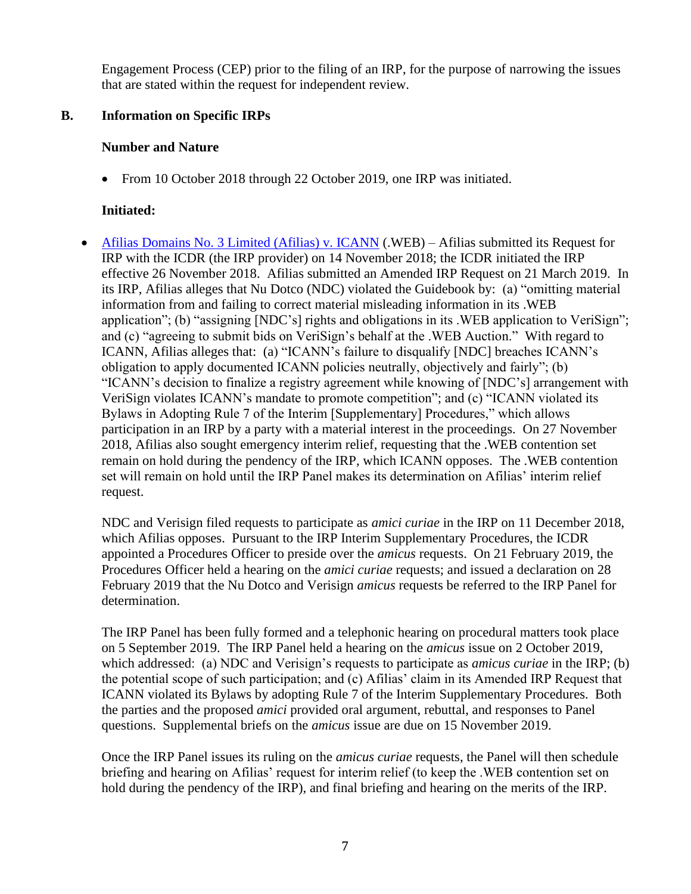Engagement Process (CEP) prior to the filing of an IRP, for the purpose of narrowing the issues that are stated within the request for independent review.

## B. Information on Specific IRPs

### Number and Nature

- From 10 October 2018 through 22 October 2019, one IRP was initiated.

### Initiated:

- Afilias Domains No. 3 Limited (Afilias) v. ICANN (.WEB) – Afilias submitted its Request for IRP with the ICDR (the IRP provider) on 14 November 2018; the ICDR initiated the IRP effective 26 November 2018. Afilias submitted an Amended IRP Request on 21 March 2019. In its IRP, Afilias alleges that Nu Dotco (NDC) violated the Guidebook by: (a) "omitting material information from and failing to correct material misleading information in its .WEB application"; (b) "assigning [NDC's] rights and obligations in its .WEB application to VeriSign"; and (c) "agreeing to submit bids on VeriSign's behalf at the .WEB Auction." With regard to ICANN, Afilias alleges that: (a) "ICANN's failure to disqualify [NDC] breaches ICANN's obligation to apply documented ICANN policies neutrally, objectively and fairly"; (b) "ICANN's decision to finalize a registry agreement while knowing of [NDC's] arrangement with VeriSign violates ICANN's mandate to promote competition"; and (c) "ICANN violated its Bylaws in Adopting Rule 7 of the Interim [Supplementary] Procedures," which allows participation in an IRP by a party with a material interest in the proceedings. On 27 November 2018, Afilias also sought emergency interim relief, requesting that the .WEB contention set remain on hold during the pendency of the IRP, which ICANN opposes. The .WEB contention set will remain on hold until the IRP Panel makes its determination on Afilias' interim relief request.

  NDC and Verisign filed requests to participate as *amici curiae* in the IRP on 11 December 2018, which Afilias opposes. Pursuant to the IRP Interim Supplementary Procedures, the ICDR appointed a Procedures Officer to preside over the *amicus* requests. On 21 February 2019, the Procedures Officer held a hearing on the *amicus curiae* requests; and issued a declaration on 28 February 2019 that the Nu Dotco and Verisign *amicus* requests be referred to the IRP Panel for determination.

  The IRP Panel has been fully formed and a telephonic hearing on procedural matters took place on 5 September 2019. The IRP Panel held a hearing on the *amicus* issue on 2 October 2019, which addressed: (a) NDC and Verisign's requests to participate as *amicus curiae* in the IRP; (b) the potential scope of such participation; and (c) Afilias' claim in its Amended IRP Request that ICANN violated its Bylaws by adopting Rule 7 of the Interim Supplementary Procedures. Both the parties and the proposed *amici* provided oral argument, rebuttal, and responses to Panel questions. Supplemental briefs on the *amicus* issue are due on 15 November 2019.

  Once the IRP Panel issues its ruling on the *amicus curiae* requests, the Panel will then schedule briefing and hearing on Afilias' request for interim relief (to keep the .WEB contention set on hold during the pendency of the IRP), and final briefing and hearing on the merits of the IRP.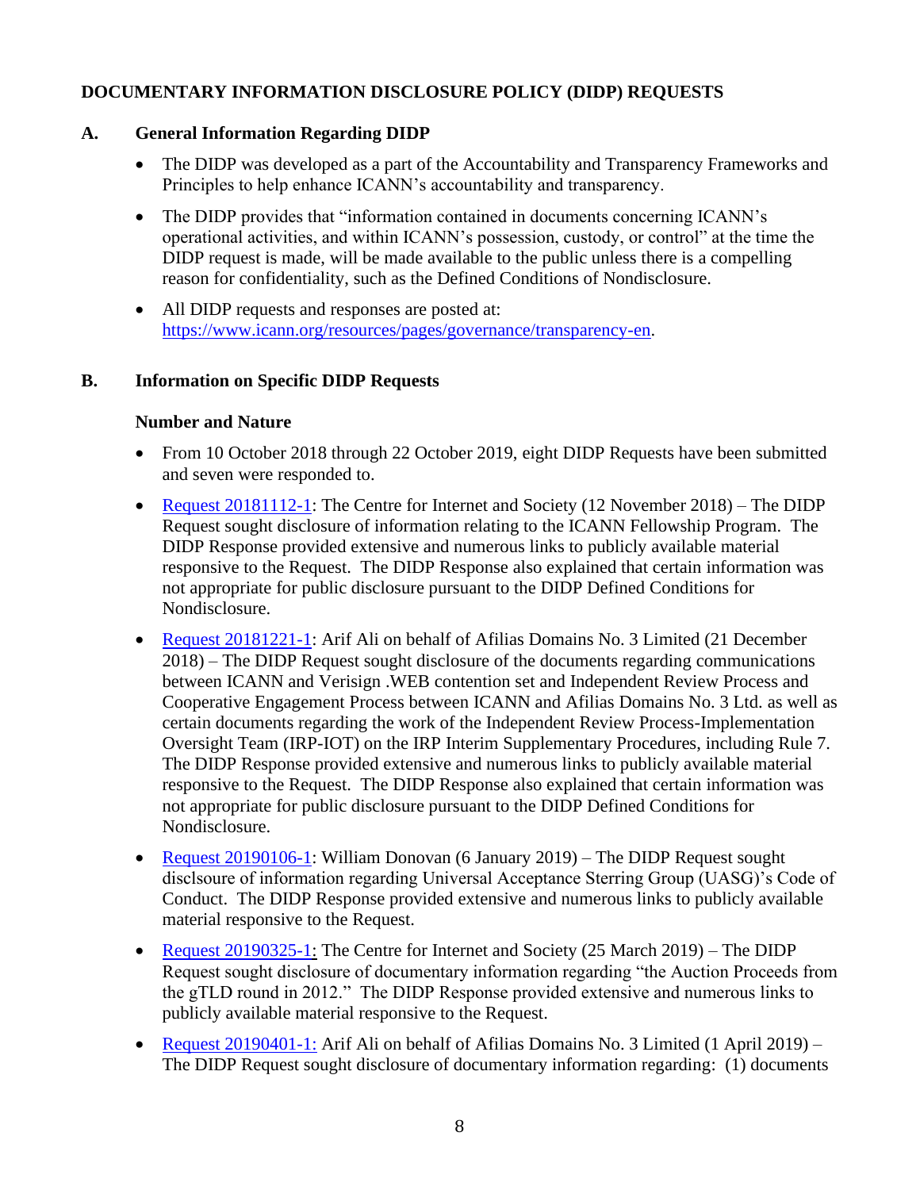## DOCUMENTARY INFORMATION DISCLOSURE POLICY (DIDP) REQUESTS

### A. General Information Regarding DIDP

- The DIDP was developed as a part of the Accountability and Transparency Frameworks and Principles to help enhance ICANN's accountability and transparency.
- The DIDP provides that "information contained in documents concerning ICANN's operational activities, and within ICANN's possession, custody, or control" at the time the DIDP request is made, will be made available to the public unless there is a compelling reason for confidentiality, such as the Defined Conditions of Nondisclosure.
- All DIDP requests and responses are posted at: [https://www.icann.org/resources/pages/governance/transparency-en](https://www.icann.org/resources/pages/governance/transparency-en).

### B. Information on Specific DIDP Requests

**Number and Nature**

- From 10 October 2018 through 22 October 2019, eight DIDP Requests have been submitted and seven were responded to.
- Request 20181112-1: The Centre for Internet and Society (12 November 2018) – The DIDP Request sought disclosure of information relating to the ICANN Fellowship Program. The DIDP Response provided extensive and numerous links to publicly available material responsive to the Request. The DIDP Response also explained that certain information was not appropriate for public disclosure pursuant to the DIDP Defined Conditions for Nondisclosure.
- Request 20181221-1: Arif Ali on behalf of Afilias Domains No. 3 Limited (21 December 2018) – The DIDP Request sought disclosure of the documents regarding communications between ICANN and Verisign .WEB contention set and Independent Review Process and Cooperative Engagement Process between ICANN and Afilias Domains No. 3 Ltd. as well as certain documents regarding the work of the Independent Review Process-Implementation Oversight Team (IRP-IOT) on the IRP Interim Supplementary Procedures, including Rule 7. The DIDP Response provided extensive and numerous links to publicly available material responsive to the Request. The DIDP Response also explained that certain information was not appropriate for public disclosure pursuant to the DIDP Defined Conditions for Nondisclosure.
- Request 20190106-1: William Donovan (6 January 2019) – The DIDP Request sought disclsoure of information regarding Universal Acceptance Sterring Group (UASG)'s Code of Conduct. The DIDP Response provided extensive and numerous links to publicly available material responsive to the Request.
- Request 20190325-1: The Centre for Internet and Society (25 March 2019) – The DIDP Request sought disclosure of documentary information regarding "the Auction Proceeds from the gTLD round in 2012." The DIDP Response provided extensive and numerous links to publicly available material responsive to the Request.
- Request 20190401-1: Arif Ali on behalf of Afilias Domains No. 3 Limited (1 April 2019) – The DIDP Request sought disclosure of documentary information regarding: (1) documents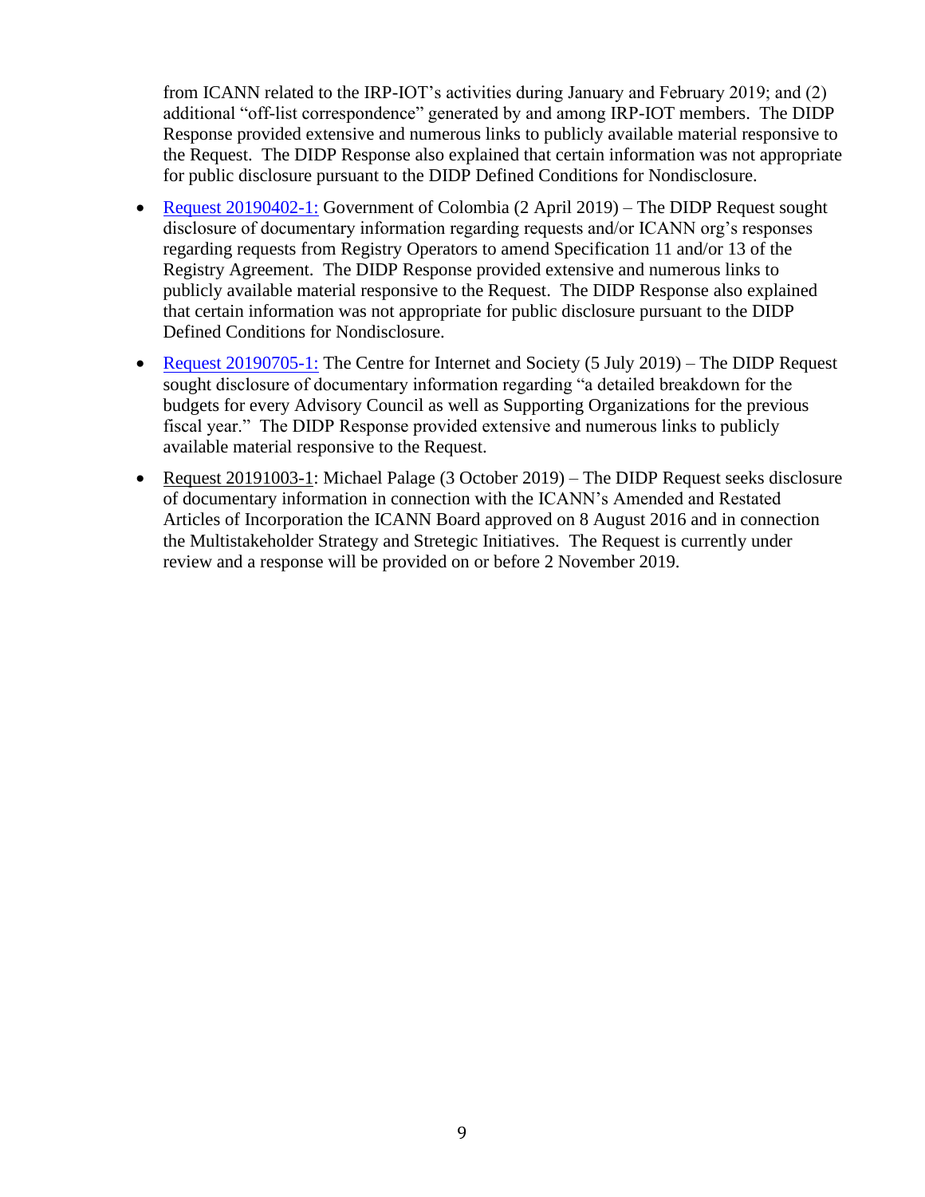from ICANN related to the IRP-IOT's activities during January and February 2019; and (2) additional "off-list correspondence" generated by and among IRP-IOT members. The DIDP Response provided extensive and numerous links to publicly available material responsive to the Request. The DIDP Response also explained that certain information was not appropriate for public disclosure pursuant to the DIDP Defined Conditions for Nondisclosure.

- Request 20190402-1: Government of Colombia (2 April 2019) – The DIDP Request sought disclosure of documentary information regarding requests and/or ICANN org's responses regarding requests from Registry Operators to amend Specification 11 and/or 13 of the Registry Agreement. The DIDP Response provided extensive and numerous links to publicly available material responsive to the Request. The DIDP Response also explained that certain information was not appropriate for public disclosure pursuant to the DIDP Defined Conditions for Nondisclosure.
- Request 20190705-1: The Centre for Internet and Society (5 July 2019) – The DIDP Request sought disclosure of documentary information regarding "a detailed breakdown for the budgets for every Advisory Council as well as Supporting Organizations for the previous fiscal year." The DIDP Response provided extensive and numerous links to publicly available material responsive to the Request.
- Request 20191003-1: Michael Palage (3 October 2019) – The DIDP Request seeks disclosure of documentary information in connection with the ICANN's Amended and Restated Articles of Incorporation the ICANN Board approved on 8 August 2016 and in connection the Multistakeholder Strategy and Stretegic Initiatives. The Request is currently under review and a response will be provided on or before 2 November 2019.